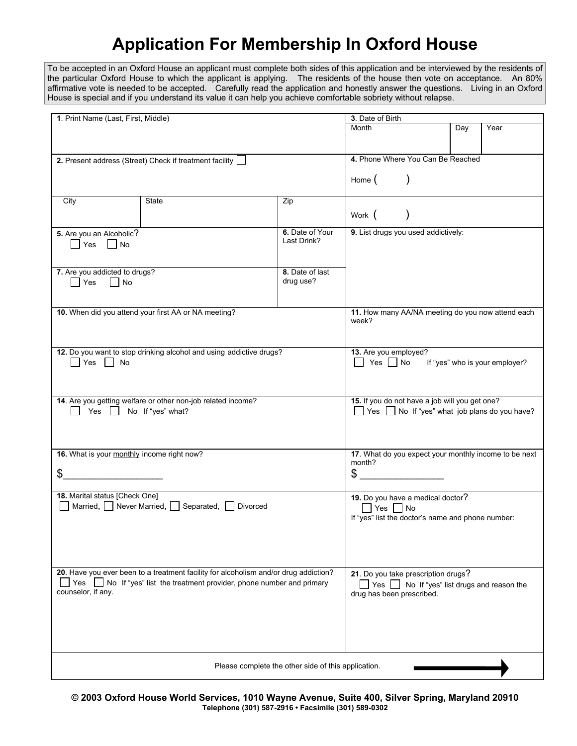# Application For Membership In Oxford House

To be accepted in an Oxford House an applicant must complete both sides of this application and be interviewed by the residents of the particular Oxford House to which the applicant is applying. The residents of the house then vote on acceptance. An 80% affirmative vote is needed to be accepted. Carefully read the application and honestly answer the questions. Living in an Oxford House is special and if you understand its value it can help you achieve comfortable sobriety without relapse.

**1**. Print Name (Last, First, Middle)

**3**. Date of Birth

| Month | Day | Year |
|---|---|---|
| | | |

**2.** Present address (Street) Check if treatment facility ☐

| City | State | Zip |
|---|---|---|
| | | |

**4.** Phone Where You Can Be Reached

Home (        )

Work (        )

**5.** Are you an Alcoholic?
☐ Yes ☐ No

**6.** Date of Your Last Drink?

**7.** Are you addicted to drugs?
☐ Yes ☐ No

**8.** Date of last drug use?

**9.** List drugs you used addictively:

**10.** When did you attend your first AA or NA meeting?

**11.** How many AA/NA meeting do you now attend each week?

**12.** Do you want to stop drinking alcohol and using addictive drugs?
☐ Yes ☐ No

**13.** Are you employed?
☐ Yes ☐ No If "yes" who is your employer?

**14**. Are you getting welfare or other non-job related income?
☐ Yes ☐ No If "yes" what?

**15.** If you do not have a job will you get one?
☐ Yes ☐ No If "yes" what job plans do you have?

**16.** What is your monthly income right now?

$____________________

**17**. What do you expect your monthly income to be next month?

$ _________________

**18.** Marital status [Check One]
☐ Married, ☐ Never Married, ☐ Separated, ☐ Divorced

**19.** Do you have a medical doctor?
☐ Yes ☐ No
If "yes" list the doctor's name and phone number:

**20**. Have you ever been to a treatment facility for alcoholism and/or drug addiction?
☐ Yes ☐ No If "yes" list the treatment provider, phone number and primary counselor, if any.

**21**. Do you take prescription drugs?
☐ Yes ☐ No If "yes" list drugs and reason the drug has been prescribed.

Please complete the other side of this application. ➞

**© 2003 Oxford House World Services, 1010 Wayne Avenue, Suite 400, Silver Spring, Maryland 20910**
**Telephone (301) 587-2916 • Facsimile (301) 589-0302**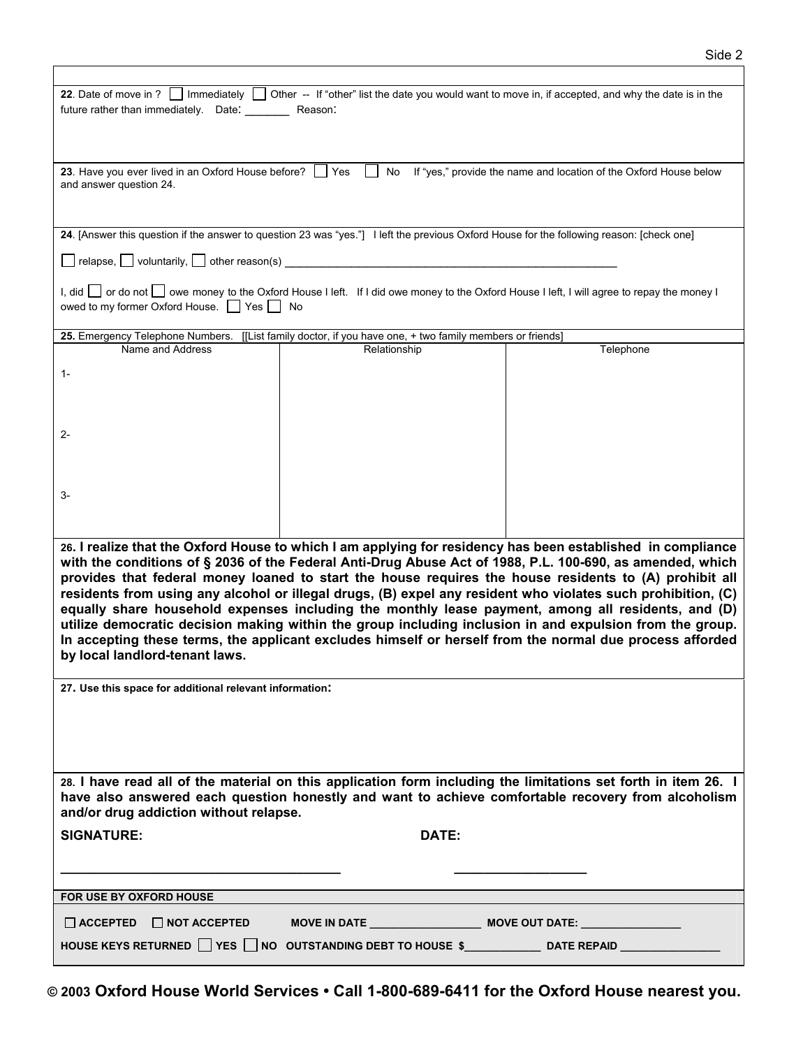**22**. Date of move in ? ☐ Immediately ☐ Other -- If "other" list the date you would want to move in, if accepted, and why the date is in the future rather than immediately. Date: _______ Reason:

**23**. Have you ever lived in an Oxford House before? ☐ Yes ☐ No If "yes," provide the name and location of the Oxford House below and answer question 24.

**24**. [Answer this question if the answer to question 23 was "yes."] I left the previous Oxford House for the following reason: [check one]

☐ relapse, ☐ voluntarily, ☐ other reason(s) ________________________________________________________

I, did ☐ or do not ☐ owe money to the Oxford House I left. If I did owe money to the Oxford House I left, I will agree to repay the money I owed to my former Oxford House. ☐ Yes ☐ No

**25.** Emergency Telephone Numbers. [[List family doctor, if you have one, + two family members or friends]

| Name and Address | Relationship | Telephone |
|---|---|---|
| 1- | | |
| 2- | | |
| 3- | | |

**26. I realize that the Oxford House to which I am applying for residency has been established in compliance with the conditions of § 2036 of the Federal Anti-Drug Abuse Act of 1988, P.L. 100-690, as amended, which provides that federal money loaned to start the house requires the house residents to (A) prohibit all residents from using any alcohol or illegal drugs, (B) expel any resident who violates such prohibition, (C) equally share household expenses including the monthly lease payment, among all residents, and (D) utilize democratic decision making within the group including inclusion in and expulsion from the group. In accepting these terms, the applicant excludes himself or herself from the normal due process afforded by local landlord-tenant laws.**

**27. Use this space for additional relevant information:**

**28. I have read all of the material on this application form including the limitations set forth in item 26. I have also answered each question honestly and want to achieve comfortable recovery from alcoholism and/or drug addiction without relapse.**

**SIGNATURE:** ________________________________________ **DATE:** ___________________

**FOR USE BY OXFORD HOUSE**

**☐ ACCEPTED ☐ NOT ACCEPTED MOVE IN DATE __________________ MOVE OUT DATE: ________________**

**HOUSE KEYS RETURNED ☐ YES ☐ NO OUTSTANDING DEBT TO HOUSE $____________ DATE REPAID ________________**

© 2003 **Oxford House World Services • Call 1-800-689-6411 for the Oxford House nearest you.**